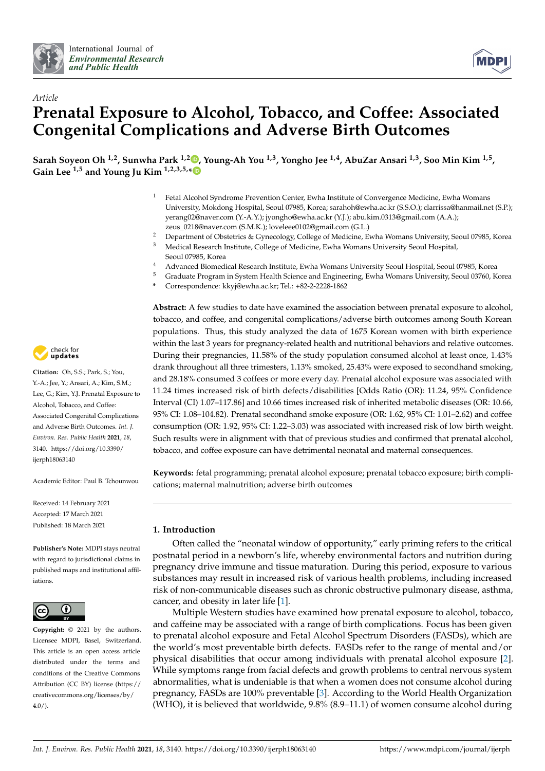*Article*

# Prenatal Exposure to Alcohol, Tobacco, and Coffee: Associated Congenital Complications and Adverse Birth Outcomes

**Sarah Soyeon Oh [1,2], Sunwha Park [1,2], Young-Ah You [1,3], Yongho Jee [1,4], AbuZar Ansari [1,3], Soo Min Kim [1,5], Gain Lee [1,5] and Young Ju Kim [1,2,3,5,*]**

1. Fetal Alcohol Syndrome Prevention Center, Ewha Institute of Convergence Medicine, Ewha Womans University, Mokdong Hospital, Seoul 07985, Korea; sarahoh@ewha.ac.kr (S.S.O.); clarrissa@hanmail.net (S.P.); yerang02@naver.com (Y.-A.Y.); jyongho@ewha.ac.kr (Y.J.); abu.kim.0313@gmail.com (A.A.); zeus_0218@naver.com (S.M.K.); loveleee0102@gmail.com (G.L.)
2. Department of Obstetrics & Gynecology, College of Medicine, Ewha Womans University, Seoul 07985, Korea
3. Medical Research Institute, College of Medicine, Ewha Womans University Seoul Hospital, Seoul 07985, Korea
4. Advanced Biomedical Research Institute, Ewha Womans University Seoul Hospital, Seoul 07985, Korea
5. Graduate Program in System Health Science and Engineering, Ewha Womans University, Seoul 03760, Korea

\* Correspondence: kkyj@ewha.ac.kr; Tel.: +82-2-2228-1862

**Abstract:** A few studies to date have examined the association between prenatal exposure to alcohol, tobacco, and coffee, and congenital complications/adverse birth outcomes among South Korean populations. Thus, this study analyzed the data of 1675 Korean women with birth experience within the last 3 years for pregnancy-related health and nutritional behaviors and relative outcomes. During their pregnancies, 11.58% of the study population consumed alcohol at least once, 1.43% drank throughout all three trimesters, 1.13% smoked, 25.43% were exposed to secondhand smoking, and 28.18% consumed 3 coffees or more every day. Prenatal alcohol exposure was associated with 11.24 times increased risk of birth defects/disabilities [Odds Ratio (OR): 11.24, 95% Confidence Interval (CI) 1.07–117.86] and 10.66 times increased risk of inherited metabolic diseases (OR: 10.66, 95% CI: 1.08–104.82). Prenatal secondhand smoke exposure (OR: 1.62, 95% CI: 1.01–2.62) and coffee consumption (OR: 1.92, 95% CI: 1.22–3.03) was associated with increased risk of low birth weight. Such results were in alignment with that of previous studies and confirmed that prenatal alcohol, tobacco, and coffee exposure can have detrimental neonatal and maternal consequences.

**Keywords:** fetal programming; prenatal alcohol exposure; prenatal tobacco exposure; birth complications; maternal malnutrition; adverse birth outcomes

**Citation:** Oh, S.S.; Park, S.; You, Y.-A.; Jee, Y.; Ansari, A.; Kim, S.M.; Lee, G.; Kim, Y.J. Prenatal Exposure to Alcohol, Tobacco, and Coffee: Associated Congenital Complications and Adverse Birth Outcomes. *Int. J. Environ. Res. Public Health* **2021**, *18*, 3140. https://doi.org/10.3390/ijerph18063140

Academic Editor: Paul B. Tchounwou

Received: 14 February 2021
Accepted: 17 March 2021
Published: 18 March 2021

**Publisher's Note:** MDPI stays neutral with regard to jurisdictional claims in published maps and institutional affiliations.

**Copyright:** © 2021 by the authors. Licensee MDPI, Basel, Switzerland. This article is an open access article distributed under the terms and conditions of the Creative Commons Attribution (CC BY) license (https://creativecommons.org/licenses/by/4.0/).

## 1. Introduction

Often called the "neonatal window of opportunity," early priming refers to the critical postnatal period in a newborn's life, whereby environmental factors and nutrition during pregnancy drive immune and tissue maturation. During this period, exposure to various substances may result in increased risk of various health problems, including increased risk of non-communicable diseases such as chronic obstructive pulmonary disease, asthma, cancer, and obesity in later life [1].

Multiple Western studies have examined how prenatal exposure to alcohol, tobacco, and caffeine may be associated with a range of birth complications. Focus has been given to prenatal alcohol exposure and Fetal Alcohol Spectrum Disorders (FASDs), which are the world's most preventable birth defects. FASDs refer to the range of mental and/or physical disabilities that occur among individuals with prenatal alcohol exposure [2]. While symptoms range from facial defects and growth problems to central nervous system abnormalities, what is undeniable is that when a women does not consume alcohol during pregnancy, FASDs are 100% preventable [3]. According to the World Health Organization (WHO), it is believed that worldwide, 9.8% (8.9–11.1) of women consume alcohol during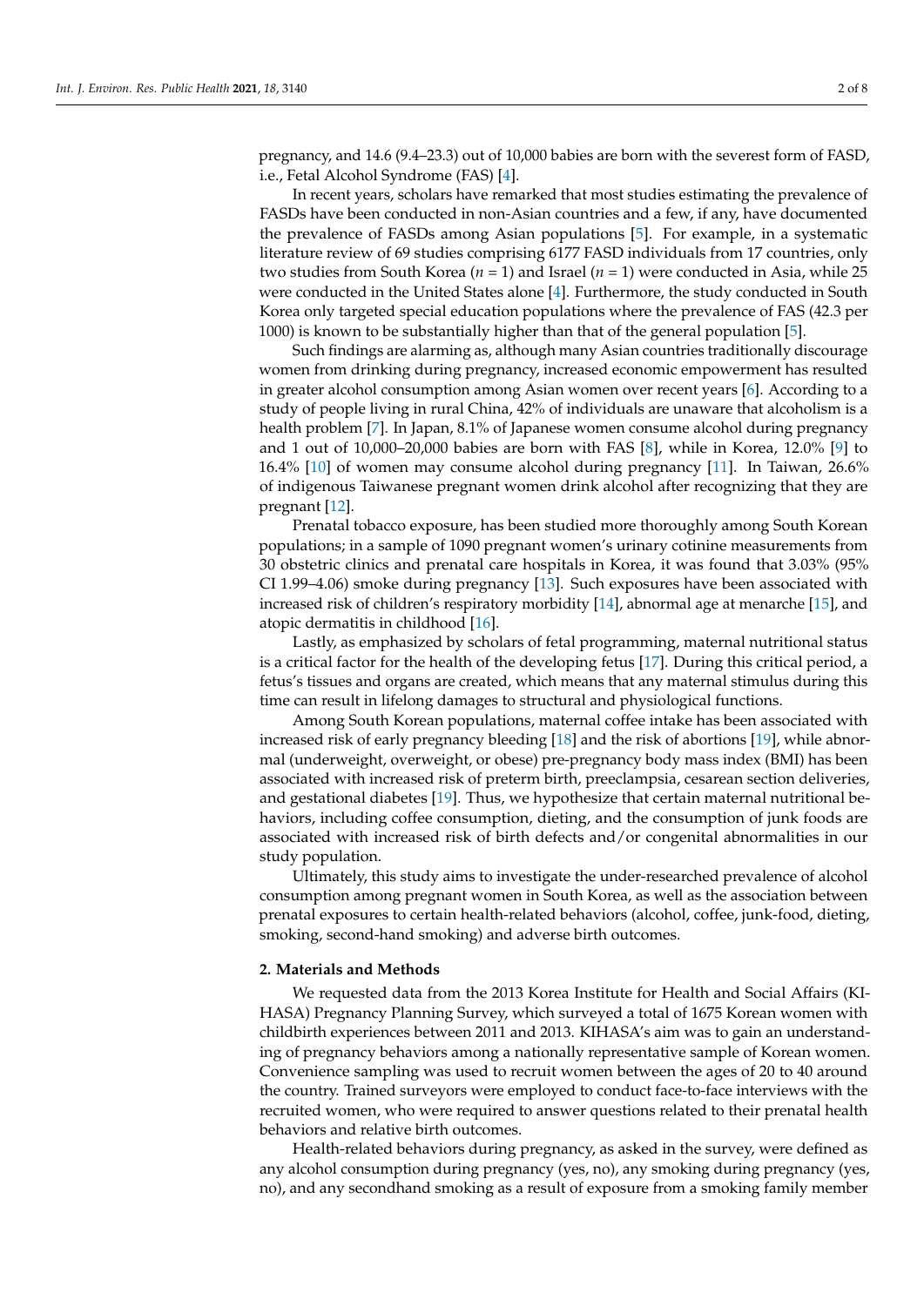pregnancy, and 14.6 (9.4–23.3) out of 10,000 babies are born with the severest form of FASD, i.e., Fetal Alcohol Syndrome (FAS) [4].

In recent years, scholars have remarked that most studies estimating the prevalence of FASDs have been conducted in non-Asian countries and a few, if any, have documented the prevalence of FASDs among Asian populations [5]. For example, in a systematic literature review of 69 studies comprising 6177 FASD individuals from 17 countries, only two studies from South Korea (*n* = 1) and Israel (*n* = 1) were conducted in Asia, while 25 were conducted in the United States alone [4]. Furthermore, the study conducted in South Korea only targeted special education populations where the prevalence of FAS (42.3 per 1000) is known to be substantially higher than that of the general population [5].

Such findings are alarming as, although many Asian countries traditionally discourage women from drinking during pregnancy, increased economic empowerment has resulted in greater alcohol consumption among Asian women over recent years [6]. According to a study of people living in rural China, 42% of individuals are unaware that alcoholism is a health problem [7]. In Japan, 8.1% of Japanese women consume alcohol during pregnancy and 1 out of 10,000–20,000 babies are born with FAS [8], while in Korea, 12.0% [9] to 16.4% [10] of women may consume alcohol during pregnancy [11]. In Taiwan, 26.6% of indigenous Taiwanese pregnant women drink alcohol after recognizing that they are pregnant [12].

Prenatal tobacco exposure, has been studied more thoroughly among South Korean populations; in a sample of 1090 pregnant women's urinary cotinine measurements from 30 obstetric clinics and prenatal care hospitals in Korea, it was found that 3.03% (95% CI 1.99–4.06) smoke during pregnancy [13]. Such exposures have been associated with increased risk of children's respiratory morbidity [14], abnormal age at menarche [15], and atopic dermatitis in childhood [16].

Lastly, as emphasized by scholars of fetal programming, maternal nutritional status is a critical factor for the health of the developing fetus [17]. During this critical period, a fetus's tissues and organs are created, which means that any maternal stimulus during this time can result in lifelong damages to structural and physiological functions.

Among South Korean populations, maternal coffee intake has been associated with increased risk of early pregnancy bleeding [18] and the risk of abortions [19], while abnormal (underweight, overweight, or obese) pre-pregnancy body mass index (BMI) has been associated with increased risk of preterm birth, preeclampsia, cesarean section deliveries, and gestational diabetes [19]. Thus, we hypothesize that certain maternal nutritional behaviors, including coffee consumption, dieting, and the consumption of junk foods are associated with increased risk of birth defects and/or congenital abnormalities in our study population.

Ultimately, this study aims to investigate the under-researched prevalence of alcohol consumption among pregnant women in South Korea, as well as the association between prenatal exposures to certain health-related behaviors (alcohol, coffee, junk-food, dieting, smoking, second-hand smoking) and adverse birth outcomes.

## 2. Materials and Methods

We requested data from the 2013 Korea Institute for Health and Social Affairs (KIHASA) Pregnancy Planning Survey, which surveyed a total of 1675 Korean women with childbirth experiences between 2011 and 2013. KIHASA's aim was to gain an understanding of pregnancy behaviors among a nationally representative sample of Korean women. Convenience sampling was used to recruit women between the ages of 20 to 40 around the country. Trained surveyors were employed to conduct face-to-face interviews with the recruited women, who were required to answer questions related to their prenatal health behaviors and relative birth outcomes.

Health-related behaviors during pregnancy, as asked in the survey, were defined as any alcohol consumption during pregnancy (yes, no), any smoking during pregnancy (yes, no), and any secondhand smoking as a result of exposure from a smoking family member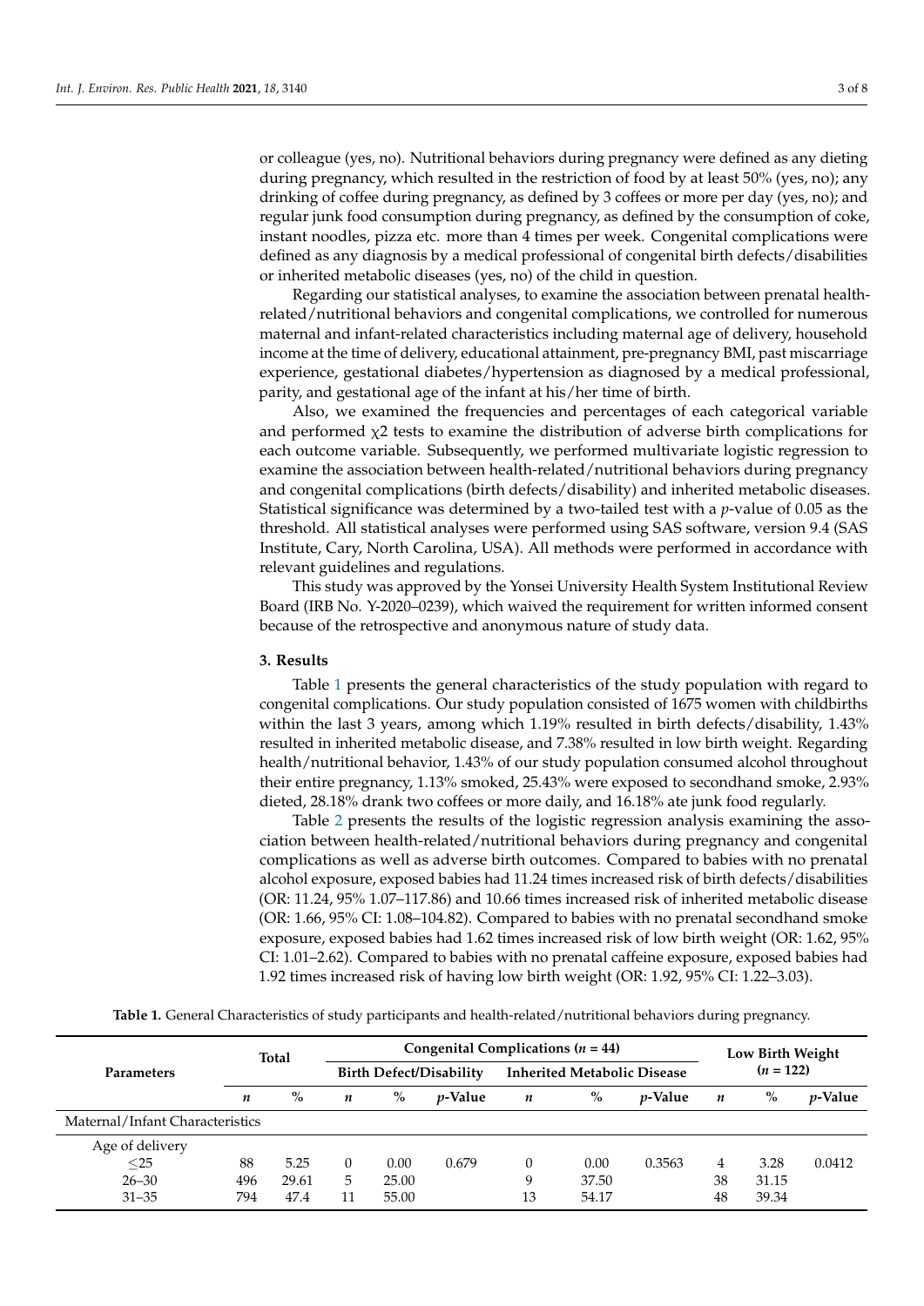or colleague (yes, no). Nutritional behaviors during pregnancy were defined as any dieting during pregnancy, which resulted in the restriction of food by at least 50% (yes, no); any drinking of coffee during pregnancy, as defined by 3 coffees or more per day (yes, no); and regular junk food consumption during pregnancy, as defined by the consumption of coke, instant noodles, pizza etc. more than 4 times per week. Congenital complications were defined as any diagnosis by a medical professional of congenital birth defects/disabilities or inherited metabolic diseases (yes, no) of the child in question.

Regarding our statistical analyses, to examine the association between prenatal health-related/nutritional behaviors and congenital complications, we controlled for numerous maternal and infant-related characteristics including maternal age of delivery, household income at the time of delivery, educational attainment, pre-pregnancy BMI, past miscarriage experience, gestational diabetes/hypertension as diagnosed by a medical professional, parity, and gestational age of the infant at his/her time of birth.

Also, we examined the frequencies and percentages of each categorical variable and performed $\chi 2$ tests to examine the distribution of adverse birth complications for each outcome variable. Subsequently, we performed multivariate logistic regression to examine the association between health-related/nutritional behaviors during pregnancy and congenital complications (birth defects/disability) and inherited metabolic diseases. Statistical significance was determined by a two-tailed test with a *p*-value of 0.05 as the threshold. All statistical analyses were performed using SAS software, version 9.4 (SAS Institute, Cary, North Carolina, USA). All methods were performed in accordance with relevant guidelines and regulations.

This study was approved by the Yonsei University Health System Institutional Review Board (IRB No. Y-2020–0239), which waived the requirement for written informed consent because of the retrospective and anonymous nature of study data.

## 3. Results

Table 1 presents the general characteristics of the study population with regard to congenital complications. Our study population consisted of 1675 women with childbirths within the last 3 years, among which 1.19% resulted in birth defects/disability, 1.43% resulted in inherited metabolic disease, and 7.38% resulted in low birth weight. Regarding health/nutritional behavior, 1.43% of our study population consumed alcohol throughout their entire pregnancy, 1.13% smoked, 25.43% were exposed to secondhand smoke, 2.93% dieted, 28.18% drank two coffees or more daily, and 16.18% ate junk food regularly.

Table 2 presents the results of the logistic regression analysis examining the association between health-related/nutritional behaviors during pregnancy and congenital complications as well as adverse birth outcomes. Compared to babies with no prenatal alcohol exposure, exposed babies had 11.24 times increased risk of birth defects/disabilities (OR: 11.24, 95% 1.07–117.86) and 10.66 times increased risk of inherited metabolic disease (OR: 1.66, 95% CI: 1.08–104.82). Compared to babies with no prenatal secondhand smoke exposure, exposed babies had 1.62 times increased risk of low birth weight (OR: 1.62, 95% CI: 1.01–2.62). Compared to babies with no prenatal caffeine exposure, exposed babies had 1.92 times increased risk of having low birth weight (OR: 1.92, 95% CI: 1.22–3.03).

**Table 1.** General Characteristics of study participants and health-related/nutritional behaviors during pregnancy.

| Parameters | Total | | Congenital Complications ($n$ = 44) | | | | | | Low Birth Weight ($n$ = 122) | | |
|---|---|---|---|---|---|---|---|---|---|---|---|
| | | | Birth Defect/Disability | | | Inherited Metabolic Disease | | | | | |
| | $n$ | % | $n$ | % | $p$-Value | $n$ | % | $p$-Value | $n$ | % | $p$-Value |
| Maternal/Infant Characteristics | | | | | | | | | | | |
| Age of delivery | | | | | | | | | | | |
| ≤25 | 88 | 5.25 | 0 | 0.00 | 0.679 | 0 | 0.00 | 0.3563 | 4 | 3.28 | 0.0412 |
| 26–30 | 496 | 29.61 | 5 | 25.00 | | 9 | 37.50 | | 38 | 31.15 | |
| 31–35 | 794 | 47.4 | 11 | 55.00 | | 13 | 54.17 | | 48 | 39.34 | |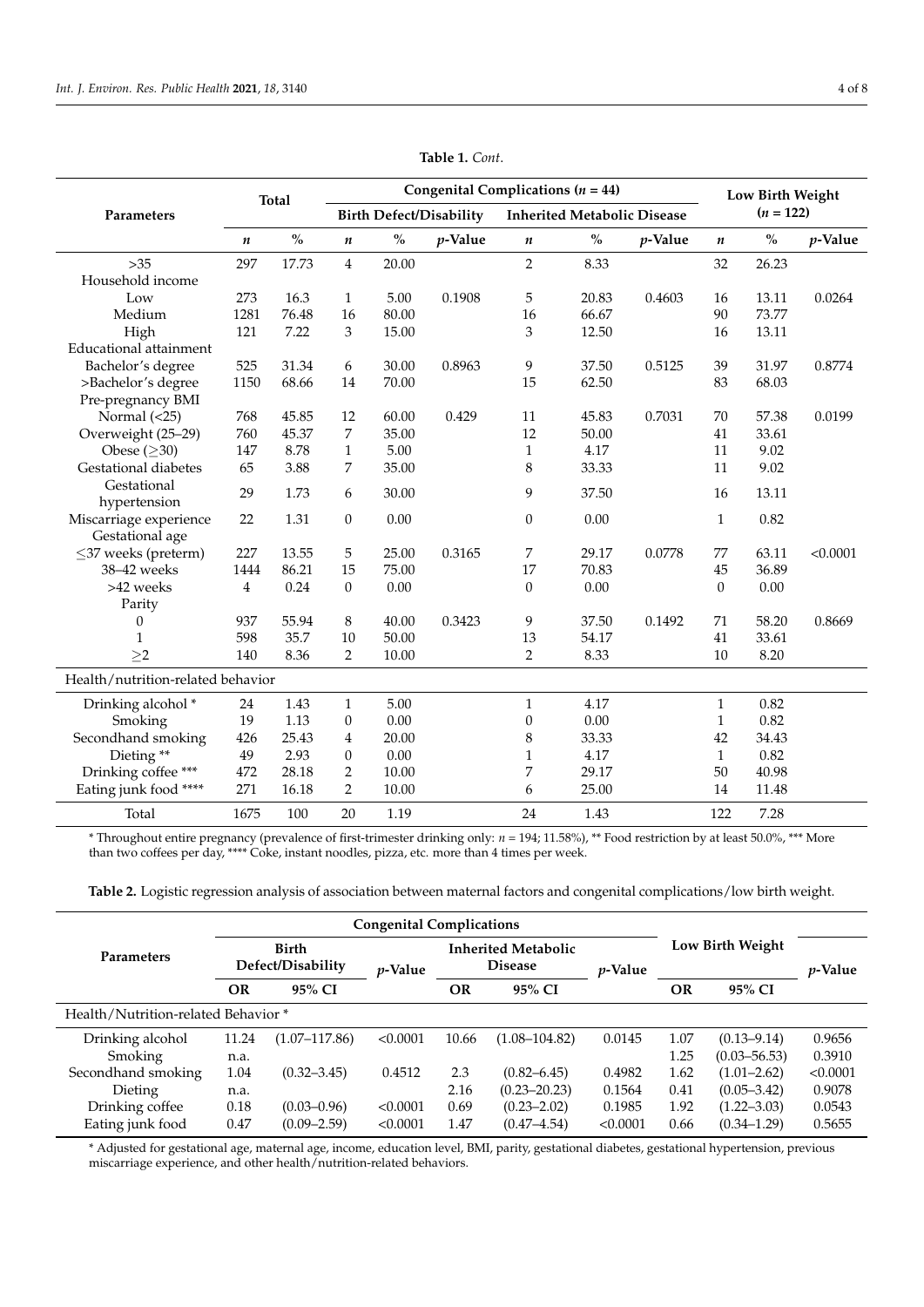**Table 1.** *Cont.*

| Parameters | Total | | Congenital Complications ($n$ = 44) | | | | | | Low Birth Weight ($n$ = 122) | | |
|---|---|---|---|---|---|---|---|---|---|---|---|
| | | | Birth Defect/Disability | | | Inherited Metabolic Disease | | | | | |
| | $n$ | % | $n$ | % | $p$-Value | $n$ | % | $p$-Value | $n$ | % | $p$-Value |
| >35 | 297 | 17.73 | 4 | 20.00 | | 2 | 8.33 | | 32 | 26.23 | |
| Household income | | | | | | | | | | | |
| Low | 273 | 16.3 | 1 | 5.00 | 0.1908 | 5 | 20.83 | 0.4603 | 16 | 13.11 | 0.0264 |
| Medium | 1281 | 76.48 | 16 | 80.00 | | 16 | 66.67 | | 90 | 73.77 | |
| High | 121 | 7.22 | 3 | 15.00 | | 3 | 12.50 | | 16 | 13.11 | |
| Educational attainment | | | | | | | | | | | |
| Bachelor's degree | 525 | 31.34 | 6 | 30.00 | 0.8963 | 9 | 37.50 | 0.5125 | 39 | 31.97 | 0.8774 |
| >Bachelor's degree | 1150 | 68.66 | 14 | 70.00 | | 15 | 62.50 | | 83 | 68.03 | |
| Pre-pregnancy BMI | | | | | | | | | | | |
| Normal (<25) | 768 | 45.85 | 12 | 60.00 | 0.429 | 11 | 45.83 | 0.7031 | 70 | 57.38 | 0.0199 |
| Overweight (25–29) | 760 | 45.37 | 7 | 35.00 | | 12 | 50.00 | | 41 | 33.61 | |
| Obese (≥30) | 147 | 8.78 | 1 | 5.00 | | 1 | 4.17 | | 11 | 9.02 | |
| Gestational diabetes | 65 | 3.88 | 7 | 35.00 | | 8 | 33.33 | | 11 | 9.02 | |
| Gestational hypertension | 29 | 1.73 | 6 | 30.00 | | 9 | 37.50 | | 16 | 13.11 | |
| Miscarriage experience | 22 | 1.31 | 0 | 0.00 | | 0 | 0.00 | | 1 | 0.82 | |
| Gestational age | | | | | | | | | | | |
| ≤37 weeks (preterm) | 227 | 13.55 | 5 | 25.00 | 0.3165 | 7 | 29.17 | 0.0778 | 77 | 63.11 | <0.0001 |
| 38–42 weeks | 1444 | 86.21 | 15 | 75.00 | | 17 | 70.83 | | 45 | 36.89 | |
| >42 weeks | 4 | 0.24 | 0 | 0.00 | | 0 | 0.00 | | 0 | 0.00 | |
| Parity | | | | | | | | | | | |
| 0 | 937 | 55.94 | 8 | 40.00 | 0.3423 | 9 | 37.50 | 0.1492 | 71 | 58.20 | 0.8669 |
| 1 | 598 | 35.7 | 10 | 50.00 | | 13 | 54.17 | | 41 | 33.61 | |
| ≥2 | 140 | 8.36 | 2 | 10.00 | | 2 | 8.33 | | 10 | 8.20 | |
| Health/nutrition-related behavior | | | | | | | | | | | |
| Drinking alcohol * | 24 | 1.43 | 1 | 5.00 | | 1 | 4.17 | | 1 | 0.82 | |
| Smoking | 19 | 1.13 | 0 | 0.00 | | 0 | 0.00 | | 1 | 0.82 | |
| Secondhand smoking | 426 | 25.43 | 4 | 20.00 | | 8 | 33.33 | | 42 | 34.43 | |
| Dieting ** | 49 | 2.93 | 0 | 0.00 | | 1 | 4.17 | | 1 | 0.82 | |
| Drinking coffee *** | 472 | 28.18 | 2 | 10.00 | | 7 | 29.17 | | 50 | 40.98 | |
| Eating junk food **** | 271 | 16.18 | 2 | 10.00 | | 6 | 25.00 | | 14 | 11.48 | |
| Total | 1675 | 100 | 20 | 1.19 | | 24 | 1.43 | | 122 | 7.28 | |

\* Throughout entire pregnancy (prevalence of first-trimester drinking only: $n$ = 194; 11.58%), ** Food restriction by at least 50.0%, *** More than two coffees per day, **** Coke, instant noodles, pizza, etc. more than 4 times per week.

**Table 2.** Logistic regression analysis of association between maternal factors and congenital complications/low birth weight.

| Parameters | Congenital Complications | | | | | | Low Birth Weight | | $p$-Value |
|---|---|---|---|---|---|---|---|---|---|
| | Birth Defect/Disability | | $p$-Value | Inherited Metabolic Disease | | $p$-Value | | | |
| | OR | 95% CI | | OR | 95% CI | | OR | 95% CI | |
| Health/Nutrition-related Behavior * | | | | | | | | | |
| Drinking alcohol | 11.24 | (1.07–117.86) | <0.0001 | 10.66 | (1.08–104.82) | 0.0145 | 1.07 | (0.13–9.14) | 0.9656 |
| Smoking | n.a. | | | | | | 1.25 | (0.03–56.53) | 0.3910 |
| Secondhand smoking | 1.04 | (0.32–3.45) | 0.4512 | 2.3 | (0.82–6.45) | 0.4982 | 1.62 | (1.01–2.62) | <0.0001 |
| Dieting | n.a. | | | 2.16 | (0.23–20.23) | 0.1564 | 0.41 | (0.05–3.42) | 0.9078 |
| Drinking coffee | 0.18 | (0.03–0.96) | <0.0001 | 0.69 | (0.23–2.02) | 0.1985 | 1.92 | (1.22–3.03) | 0.0543 |
| Eating junk food | 0.47 | (0.09–2.59) | <0.0001 | 1.47 | (0.47–4.54) | <0.0001 | 0.66 | (0.34–1.29) | 0.5655 |

\* Adjusted for gestational age, maternal age, income, education level, BMI, parity, gestational diabetes, gestational hypertension, previous miscarriage experience, and other health/nutrition-related behaviors.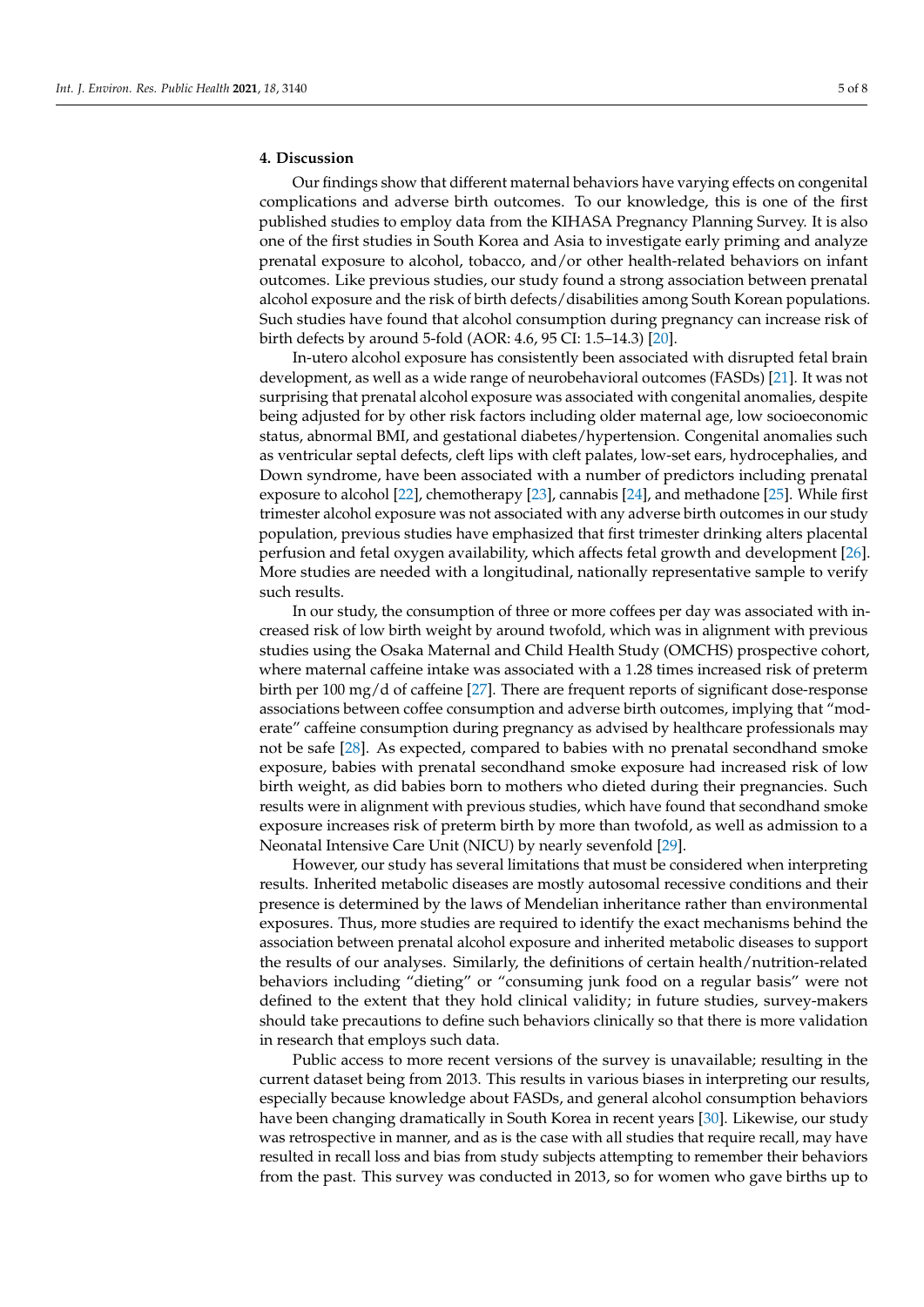## 4. Discussion

Our findings show that different maternal behaviors have varying effects on congenital complications and adverse birth outcomes. To our knowledge, this is one of the first published studies to employ data from the KIHASA Pregnancy Planning Survey. It is also one of the first studies in South Korea and Asia to investigate early priming and analyze prenatal exposure to alcohol, tobacco, and/or other health-related behaviors on infant outcomes. Like previous studies, our study found a strong association between prenatal alcohol exposure and the risk of birth defects/disabilities among South Korean populations. Such studies have found that alcohol consumption during pregnancy can increase risk of birth defects by around 5-fold (AOR: 4.6, 95 CI: 1.5–14.3) [20].

In-utero alcohol exposure has consistently been associated with disrupted fetal brain development, as well as a wide range of neurobehavioral outcomes (FASDs) [21]. It was not surprising that prenatal alcohol exposure was associated with congenital anomalies, despite being adjusted for by other risk factors including older maternal age, low socioeconomic status, abnormal BMI, and gestational diabetes/hypertension. Congenital anomalies such as ventricular septal defects, cleft lips with cleft palates, low-set ears, hydrocephalies, and Down syndrome, have been associated with a number of predictors including prenatal exposure to alcohol [22], chemotherapy [23], cannabis [24], and methadone [25]. While first trimester alcohol exposure was not associated with any adverse birth outcomes in our study population, previous studies have emphasized that first trimester drinking alters placental perfusion and fetal oxygen availability, which affects fetal growth and development [26]. More studies are needed with a longitudinal, nationally representative sample to verify such results.

In our study, the consumption of three or more coffees per day was associated with increased risk of low birth weight by around twofold, which was in alignment with previous studies using the Osaka Maternal and Child Health Study (OMCHS) prospective cohort, where maternal caffeine intake was associated with a 1.28 times increased risk of preterm birth per 100 mg/d of caffeine [27]. There are frequent reports of significant dose-response associations between coffee consumption and adverse birth outcomes, implying that "moderate" caffeine consumption during pregnancy as advised by healthcare professionals may not be safe [28]. As expected, compared to babies with no prenatal secondhand smoke exposure, babies with prenatal secondhand smoke exposure had increased risk of low birth weight, as did babies born to mothers who dieted during their pregnancies. Such results were in alignment with previous studies, which have found that secondhand smoke exposure increases risk of preterm birth by more than twofold, as well as admission to a Neonatal Intensive Care Unit (NICU) by nearly sevenfold [29].

However, our study has several limitations that must be considered when interpreting results. Inherited metabolic diseases are mostly autosomal recessive conditions and their presence is determined by the laws of Mendelian inheritance rather than environmental exposures. Thus, more studies are required to identify the exact mechanisms behind the association between prenatal alcohol exposure and inherited metabolic diseases to support the results of our analyses. Similarly, the definitions of certain health/nutrition-related behaviors including "dieting" or "consuming junk food on a regular basis" were not defined to the extent that they hold clinical validity; in future studies, survey-makers should take precautions to define such behaviors clinically so that there is more validation in research that employs such data.

Public access to more recent versions of the survey is unavailable; resulting in the current dataset being from 2013. This results in various biases in interpreting our results, especially because knowledge about FASDs, and general alcohol consumption behaviors have been changing dramatically in South Korea in recent years [30]. Likewise, our study was retrospective in manner, and as is the case with all studies that require recall, may have resulted in recall loss and bias from study subjects attempting to remember their behaviors from the past. This survey was conducted in 2013, so for women who gave births up to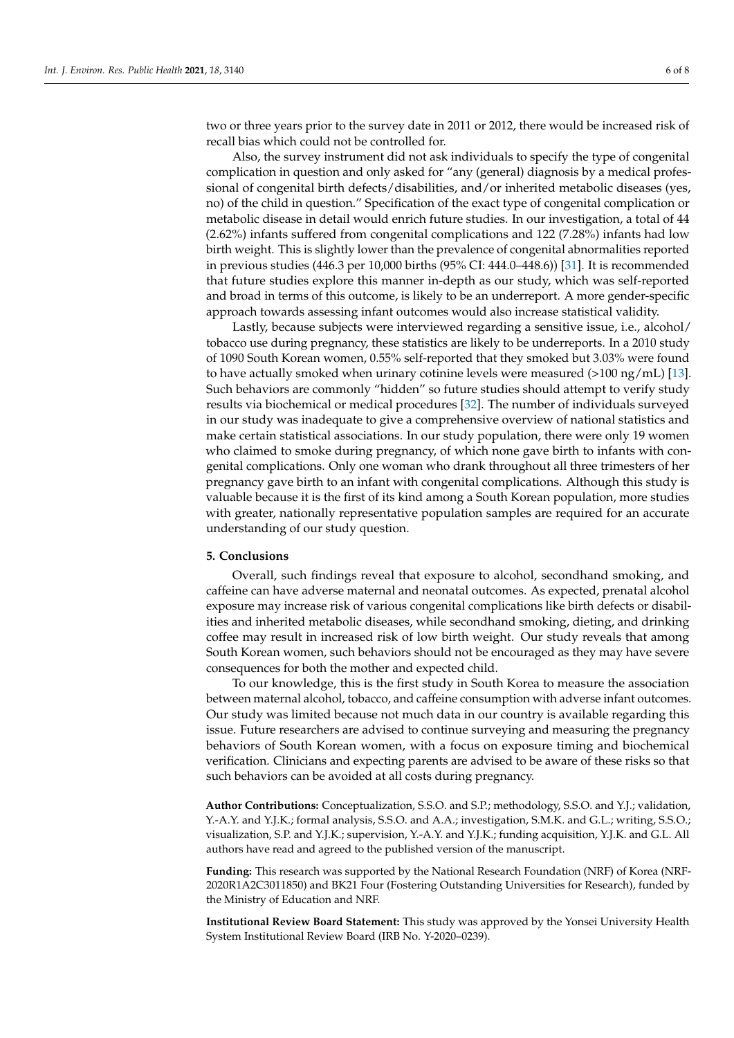two or three years prior to the survey date in 2011 or 2012, there would be increased risk of recall bias which could not be controlled for.

Also, the survey instrument did not ask individuals to specify the type of congenital complication in question and only asked for "any (general) diagnosis by a medical professional of congenital birth defects/disabilities, and/or inherited metabolic diseases (yes, no) of the child in question." Specification of the exact type of congenital complication or metabolic disease in detail would enrich future studies. In our investigation, a total of 44 (2.62%) infants suffered from congenital complications and 122 (7.28%) infants had low birth weight. This is slightly lower than the prevalence of congenital abnormalities reported in previous studies (446.3 per 10,000 births (95% CI: 444.0–448.6)) [31]. It is recommended that future studies explore this manner in-depth as our study, which was self-reported and broad in terms of this outcome, is likely to be an underreport. A more gender-specific approach towards assessing infant outcomes would also increase statistical validity.

Lastly, because subjects were interviewed regarding a sensitive issue, i.e., alcohol/tobacco use during pregnancy, these statistics are likely to be underreports. In a 2010 study of 1090 South Korean women, 0.55% self-reported that they smoked but 3.03% were found to have actually smoked when urinary cotinine levels were measured (>100 ng/mL) [13]. Such behaviors are commonly "hidden" so future studies should attempt to verify study results via biochemical or medical procedures [32]. The number of individuals surveyed in our study was inadequate to give a comprehensive overview of national statistics and make certain statistical associations. In our study population, there were only 19 women who claimed to smoke during pregnancy, of which none gave birth to infants with congenital complications. Only one woman who drank throughout all three trimesters of her pregnancy gave birth to an infant with congenital complications. Although this study is valuable because it is the first of its kind among a South Korean population, more studies with greater, nationally representative population samples are required for an accurate understanding of our study question.

## 5. Conclusions

Overall, such findings reveal that exposure to alcohol, secondhand smoking, and caffeine can have adverse maternal and neonatal outcomes. As expected, prenatal alcohol exposure may increase risk of various congenital complications like birth defects or disabilities and inherited metabolic diseases, while secondhand smoking, dieting, and drinking coffee may result in increased risk of low birth weight. Our study reveals that among South Korean women, such behaviors should not be encouraged as they may have severe consequences for both the mother and expected child.

To our knowledge, this is the first study in South Korea to measure the association between maternal alcohol, tobacco, and caffeine consumption with adverse infant outcomes. Our study was limited because not much data in our country is available regarding this issue. Future researchers are advised to continue surveying and measuring the pregnancy behaviors of South Korean women, with a focus on exposure timing and biochemical verification. Clinicians and expecting parents are advised to be aware of these risks so that such behaviors can be avoided at all costs during pregnancy.

**Author Contributions:** Conceptualization, S.S.O. and S.P.; methodology, S.S.O. and Y.J.; validation, Y.-A.Y. and Y.J.K.; formal analysis, S.S.O. and A.A.; investigation, S.M.K. and G.L.; writing, S.S.O.; visualization, S.P. and Y.J.K.; supervision, Y.-A.Y. and Y.J.K.; funding acquisition, Y.J.K. and G.L. All authors have read and agreed to the published version of the manuscript.

**Funding:** This research was supported by the National Research Foundation (NRF) of Korea (NRF-2020R1A2C3011850) and BK21 Four (Fostering Outstanding Universities for Research), funded by the Ministry of Education and NRF.

**Institutional Review Board Statement:** This study was approved by the Yonsei University Health System Institutional Review Board (IRB No. Y-2020–0239).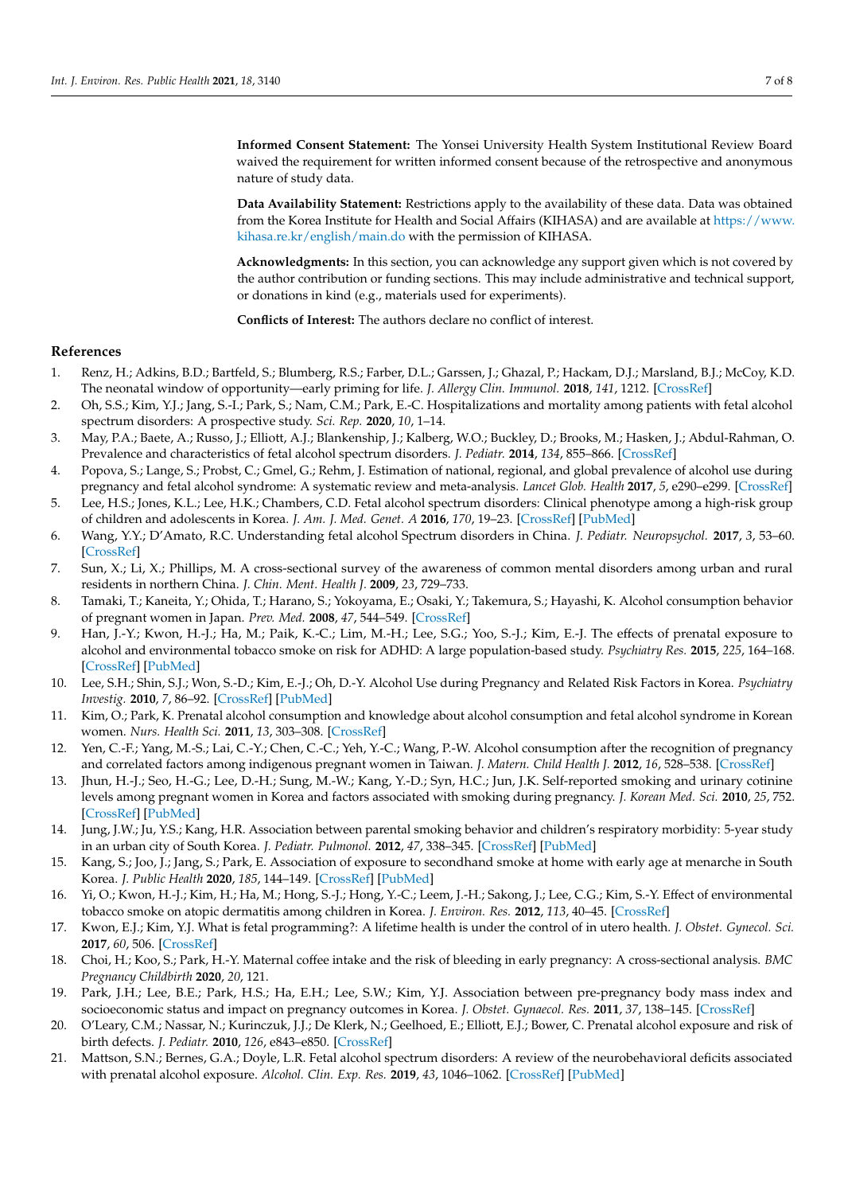**Informed Consent Statement:** The Yonsei University Health System Institutional Review Board waived the requirement for written informed consent because of the retrospective and anonymous nature of study data.

**Data Availability Statement:** Restrictions apply to the availability of these data. Data was obtained from the Korea Institute for Health and Social Affairs (KIHASA) and are available at https://www.kihasa.re.kr/english/main.do with the permission of KIHASA.

**Acknowledgments:** In this section, you can acknowledge any support given which is not covered by the author contribution or funding sections. This may include administrative and technical support, or donations in kind (e.g., materials used for experiments).

**Conflicts of Interest:** The authors declare no conflict of interest.

## References

1. Renz, H.; Adkins, B.D.; Bartfeld, S.; Blumberg, R.S.; Farber, D.L.; Garssen, J.; Ghazal, P.; Hackam, D.J.; Marsland, B.J.; McCoy, K.D. The neonatal window of opportunity—early priming for life. *J. Allergy Clin. Immunol.* **2018**, *141*, 1212. [CrossRef]
2. Oh, S.S.; Kim, Y.J.; Jang, S.-I.; Park, S.; Nam, C.M.; Park, E.-C. Hospitalizations and mortality among patients with fetal alcohol spectrum disorders: A prospective study. *Sci. Rep.* **2020**, *10*, 1–14.
3. May, P.A.; Baete, A.; Russo, J.; Elliott, A.J.; Blankenship, J.; Kalberg, W.O.; Buckley, D.; Brooks, M.; Hasken, J.; Abdul-Rahman, O. Prevalence and characteristics of fetal alcohol spectrum disorders. *J. Pediatr.* **2014**, *134*, 855–866. [CrossRef]
4. Popova, S.; Lange, S.; Probst, C.; Gmel, G.; Rehm, J. Estimation of national, regional, and global prevalence of alcohol use during pregnancy and fetal alcohol syndrome: A systematic review and meta-analysis. *Lancet Glob. Health* **2017**, *5*, e290–e299. [CrossRef]
5. Lee, H.S.; Jones, K.L.; Lee, H.K.; Chambers, C.D. Fetal alcohol spectrum disorders: Clinical phenotype among a high-risk group of children and adolescents in Korea. *J. Am. J. Med. Genet. A* **2016**, *170*, 19–23. [CrossRef] [PubMed]
6. Wang, Y.Y.; D'Amato, R.C. Understanding fetal alcohol Spectrum disorders in China. *J. Pediatr. Neuropsychol.* **2017**, *3*, 53–60. [CrossRef]
7. Sun, X.; Li, X.; Phillips, M. A cross-sectional survey of the awareness of common mental disorders among urban and rural residents in northern China. *J. Chin. Ment. Health J.* **2009**, *23*, 729–733.
8. Tamaki, T.; Kaneita, Y.; Ohida, T.; Harano, S.; Yokoyama, E.; Osaki, Y.; Takemura, S.; Hayashi, K. Alcohol consumption behavior of pregnant women in Japan. *Prev. Med.* **2008**, *47*, 544–549. [CrossRef]
9. Han, J.-Y.; Kwon, H.-J.; Ha, M.; Paik, K.-C.; Lim, M.-H.; Lee, S.G.; Yoo, S.-J.; Kim, E.-J. The effects of prenatal exposure to alcohol and environmental tobacco smoke on risk for ADHD: A large population-based study. *Psychiatry Res.* **2015**, *225*, 164–168. [CrossRef] [PubMed]
10. Lee, S.H.; Shin, S.J.; Won, S.-D.; Kim, E.-J.; Oh, D.-Y. Alcohol Use during Pregnancy and Related Risk Factors in Korea. *Psychiatry Investig.* **2010**, *7*, 86–92. [CrossRef] [PubMed]
11. Kim, O.; Park, K. Prenatal alcohol consumption and knowledge about alcohol consumption and fetal alcohol syndrome in Korean women. *Nurs. Health Sci.* **2011**, *13*, 303–308. [CrossRef]
12. Yen, C.-F.; Yang, M.-S.; Lai, C.-Y.; Chen, C.-C.; Yeh, Y.-C.; Wang, P.-W. Alcohol consumption after the recognition of pregnancy and correlated factors among indigenous pregnant women in Taiwan. *J. Matern. Child Health J.* **2012**, *16*, 528–538. [CrossRef]
13. Jhun, H.-J.; Seo, H.-G.; Lee, D.-H.; Sung, M.-W.; Kang, Y.-D.; Syn, H.C.; Jun, J.K. Self-reported smoking and urinary cotinine levels among pregnant women in Korea and factors associated with smoking during pregnancy. *J. Korean Med. Sci.* **2010**, *25*, 752. [CrossRef] [PubMed]
14. Jung, J.W.; Ju, Y.S.; Kang, H.R. Association between parental smoking behavior and children's respiratory morbidity: 5-year study in an urban city of South Korea. *J. Pediatr. Pulmonol.* **2012**, *47*, 338–345. [CrossRef] [PubMed]
15. Kang, S.; Joo, J.; Jang, S.; Park, E. Association of exposure to secondhand smoke at home with early age at menarche in South Korea. *J. Public Health* **2020**, *185*, 144–149. [CrossRef] [PubMed]
16. Yi, O.; Kwon, H.-J.; Kim, H.; Ha, M.; Hong, S.-J.; Hong, Y.-C.; Leem, J.-H.; Sakong, J.; Lee, C.G.; Kim, S.-Y. Effect of environmental tobacco smoke on atopic dermatitis among children in Korea. *J. Environ. Res.* **2012**, *113*, 40–45. [CrossRef]
17. Kwon, E.J.; Kim, Y.J. What is fetal programming?: A lifetime health is under the control of in utero health. *J. Obstet. Gynecol. Sci.* **2017**, *60*, 506. [CrossRef]
18. Choi, H.; Koo, S.; Park, H.-Y. Maternal coffee intake and the risk of bleeding in early pregnancy: A cross-sectional analysis. *BMC Pregnancy Childbirth* **2020**, *20*, 121.
19. Park, J.H.; Lee, B.E.; Park, H.S.; Ha, E.H.; Lee, S.W.; Kim, Y.J. Association between pre-pregnancy body mass index and socioeconomic status and impact on pregnancy outcomes in Korea. *J. Obstet. Gynaecol. Res.* **2011**, *37*, 138–145. [CrossRef]
20. O'Leary, C.M.; Nassar, N.; Kurinczuk, J.J.; De Klerk, N.; Geelhoed, E.; Elliott, E.J.; Bower, C. Prenatal alcohol exposure and risk of birth defects. *J. Pediatr.* **2010**, *126*, e843–e850. [CrossRef]
21. Mattson, S.N.; Bernes, G.A.; Doyle, L.R. Fetal alcohol spectrum disorders: A review of the neurobehavioral deficits associated with prenatal alcohol exposure. *Alcohol. Clin. Exp. Res.* **2019**, *43*, 1046–1062. [CrossRef] [PubMed]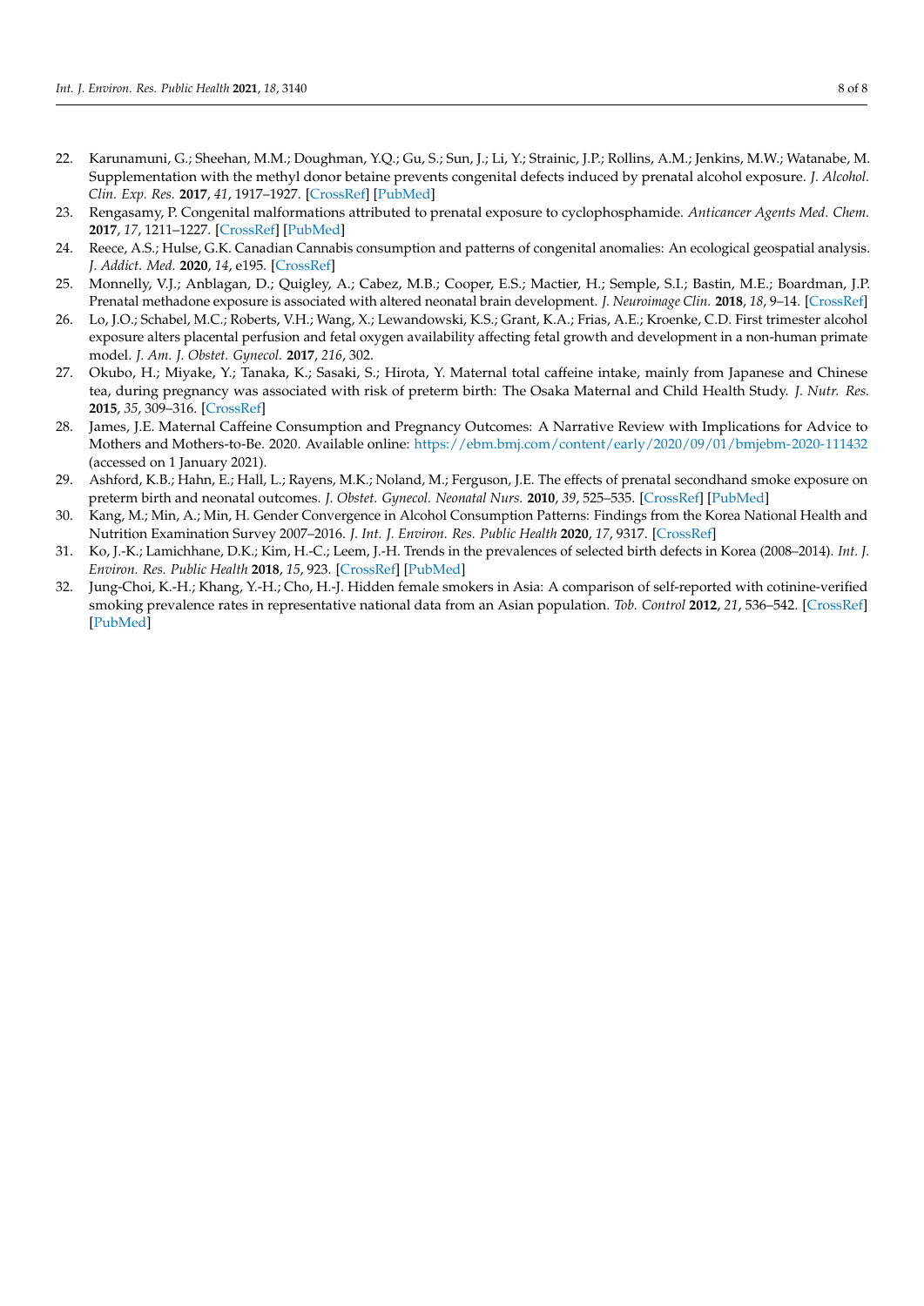22. Karunamuni, G.; Sheehan, M.M.; Doughman, Y.Q.; Gu, S.; Sun, J.; Li, Y.; Strainic, J.P.; Rollins, A.M.; Jenkins, M.W.; Watanabe, M. Supplementation with the methyl donor betaine prevents congenital defects induced by prenatal alcohol exposure. *J. Alcohol. Clin. Exp. Res.* **2017**, *41*, 1917–1927. [CrossRef] [PubMed]
23. Rengasamy, P. Congenital malformations attributed to prenatal exposure to cyclophosphamide. *Anticancer Agents Med. Chem.* **2017**, *17*, 1211–1227. [CrossRef] [PubMed]
24. Reece, A.S.; Hulse, G.K. Canadian Cannabis consumption and patterns of congenital anomalies: An ecological geospatial analysis. *J. Addict. Med.* **2020**, *14*, e195. [CrossRef]
25. Monnelly, V.J.; Anblagan, D.; Quigley, A.; Cabez, M.B.; Cooper, E.S.; Mactier, H.; Semple, S.I.; Bastin, M.E.; Boardman, J.P. Prenatal methadone exposure is associated with altered neonatal brain development. *J. Neuroimage Clin.* **2018**, *18*, 9–14. [CrossRef]
26. Lo, J.O.; Schabel, M.C.; Roberts, V.H.; Wang, X.; Lewandowski, K.S.; Grant, K.A.; Frias, A.E.; Kroenke, C.D. First trimester alcohol exposure alters placental perfusion and fetal oxygen availability affecting fetal growth and development in a non-human primate model. *J. Am. J. Obstet. Gynecol.* **2017**, *216*, 302.
27. Okubo, H.; Miyake, Y.; Tanaka, K.; Sasaki, S.; Hirota, Y. Maternal total caffeine intake, mainly from Japanese and Chinese tea, during pregnancy was associated with risk of preterm birth: The Osaka Maternal and Child Health Study. *J. Nutr. Res.* **2015**, *35*, 309–316. [CrossRef]
28. James, J.E. Maternal Caffeine Consumption and Pregnancy Outcomes: A Narrative Review with Implications for Advice to Mothers and Mothers-to-Be. 2020. Available online: https://ebm.bmj.com/content/early/2020/09/01/bmjebm-2020-111432 (accessed on 1 January 2021).
29. Ashford, K.B.; Hahn, E.; Hall, L.; Rayens, M.K.; Noland, M.; Ferguson, J.E. The effects of prenatal secondhand smoke exposure on preterm birth and neonatal outcomes. *J. Obstet. Gynecol. Neonatal Nurs.* **2010**, *39*, 525–535. [CrossRef] [PubMed]
30. Kang, M.; Min, A.; Min, H. Gender Convergence in Alcohol Consumption Patterns: Findings from the Korea National Health and Nutrition Examination Survey 2007–2016. *J. Int. J. Environ. Res. Public Health* **2020**, *17*, 9317. [CrossRef]
31. Ko, J.-K.; Lamichhane, D.K.; Kim, H.-C.; Leem, J.-H. Trends in the prevalences of selected birth defects in Korea (2008–2014). *Int. J. Environ. Res. Public Health* **2018**, *15*, 923. [CrossRef] [PubMed]
32. Jung-Choi, K.-H.; Khang, Y.-H.; Cho, H.-J. Hidden female smokers in Asia: A comparison of self-reported with cotinine-verified smoking prevalence rates in representative national data from an Asian population. *Tob. Control* **2012**, *21*, 536–542. [CrossRef] [PubMed]